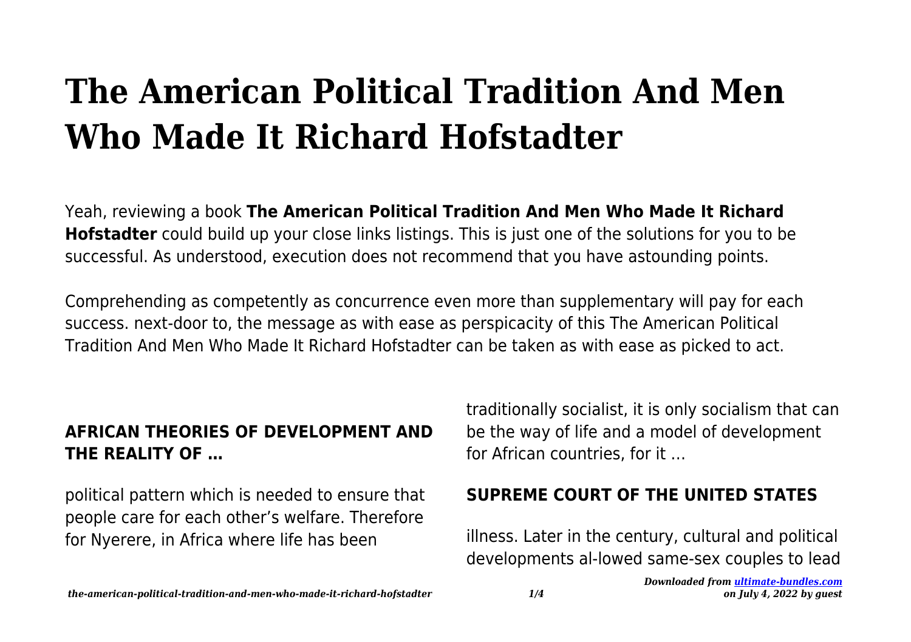# The American Political Tradition And Men Who Made It Richard Hofstadter

Yeah, reviewing a book **The American Political Tradition And Men Who Made It Richard Hofstadter** could build up your close links listings. This is just one of the solutions for you to be successful. As understood, execution does not recommend that you have astounding points.

Comprehending as competently as concurrence even more than supplementary will pay for each success. next-door to, the message as with ease as perspicacity of this The American Political Tradition And Men Who Made It Richard Hofstadter can be taken as with ease as picked to act.

## AFRICAN THEORIES OF DEVELOPMENT AND THE REALITY OF …

political pattern which is needed to ensure that people care for each other's welfare. Therefore for Nyerere, in Africa where life has been traditionally socialist, it is only socialism that can be the way of life and a model of development for African countries, for it …

## SUPREME COURT OF THE UNITED STATES

illness. Later in the century, cultural and political developments al-lowed same-sex couples to lead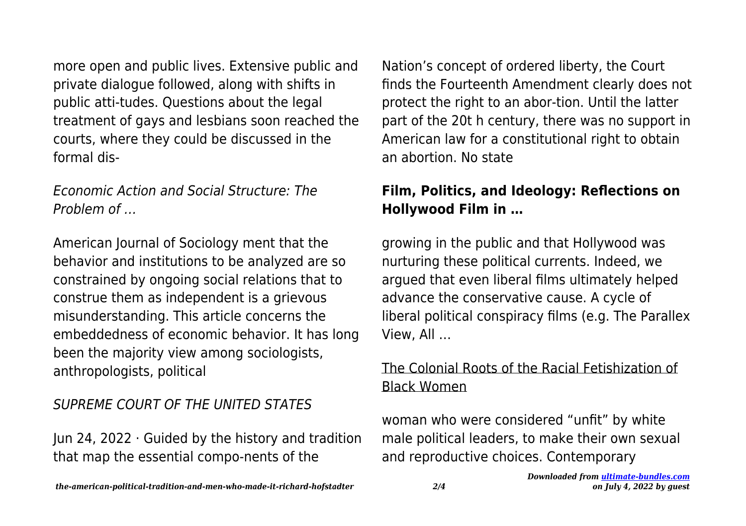more open and public lives. Extensive public and private dialogue followed, along with shifts in public atti-tudes. Questions about the legal treatment of gays and lesbians soon reached the courts, where they could be discussed in the formal dis-

*Economic Action and Social Structure: The Problem of …*

American Journal of Sociology ment that the behavior and institutions to be analyzed are so constrained by ongoing social relations that to construe them as independent is a grievous misunderstanding. This article concerns the embeddedness of economic behavior. It has long been the majority view among sociologists, anthropologists, political

*SUPREME COURT OF THE UNITED STATES*

Jun 24, 2022 · Guided by the history and tradition that map the essential compo-nents of the Nation's concept of ordered liberty, the Court finds the Fourteenth Amendment clearly does not protect the right to an abor-tion. Until the latter part of the 20t h century, there was no support in American law for a constitutional right to obtain an abortion. No state

**Film, Politics, and Ideology: Reflections on Hollywood Film in …**

growing in the public and that Hollywood was nurturing these political currents. Indeed, we argued that even liberal films ultimately helped advance the conservative cause. A cycle of liberal political conspiracy films (e.g. The Parallex View, All …

The Colonial Roots of the Racial Fetishization of Black Women

woman who were considered "unfit" by white male political leaders, to make their own sexual and reproductive choices. Contemporary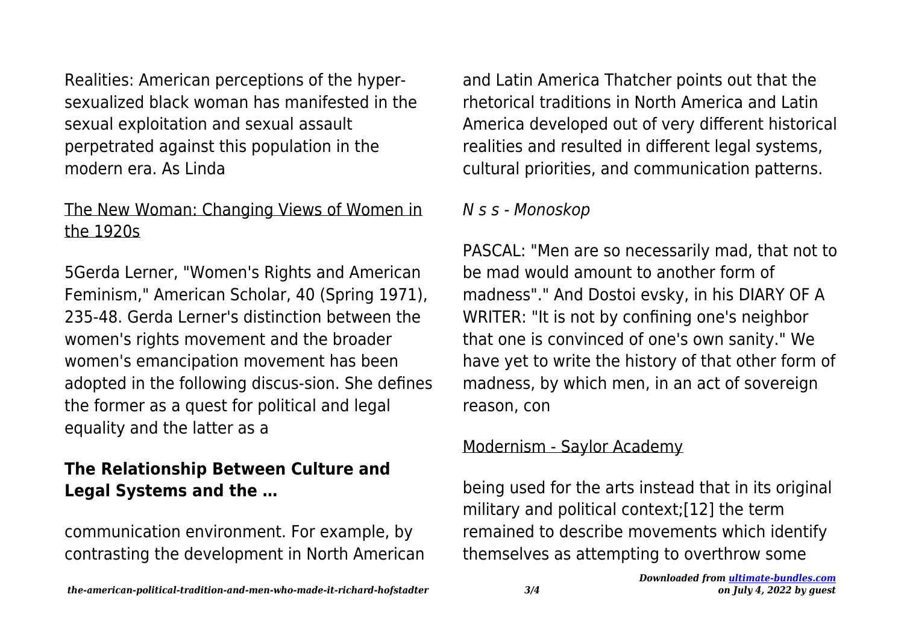Realities: American perceptions of the hyper-sexualized black woman has manifested in the sexual exploitation and sexual assault perpetrated against this population in the modern era. As Linda

## The New Woman: Changing Views of Women in the 1920s

5Gerda Lerner, "Women's Rights and American Feminism," American Scholar, 40 (Spring 1971), 235-48. Gerda Lerner's distinction between the women's rights movement and the broader women's emancipation movement has been adopted in the following discus-sion. She defines the former as a quest for political and legal equality and the latter as a

## **The Relationship Between Culture and Legal Systems and the …**

communication environment. For example, by contrasting the development in North American and Latin America Thatcher points out that the rhetorical traditions in North America and Latin America developed out of very different historical realities and resulted in different legal systems, cultural priorities, and communication patterns.

## *N s s - Monoskop*

PASCAL: "Men are so necessarily mad, that not to be mad would amount to another form of madness"." And Dostoi evsky, in his DIARY OF A WRITER: "It is not by confining one's neighbor that one is convinced of one's own sanity." We have yet to write the history of that other form of madness, by which men, in an act of sovereign reason, con

## Modernism - Saylor Academy

being used for the arts instead that in its original military and political context;[12] the term remained to describe movements which identify themselves as attempting to overthrow some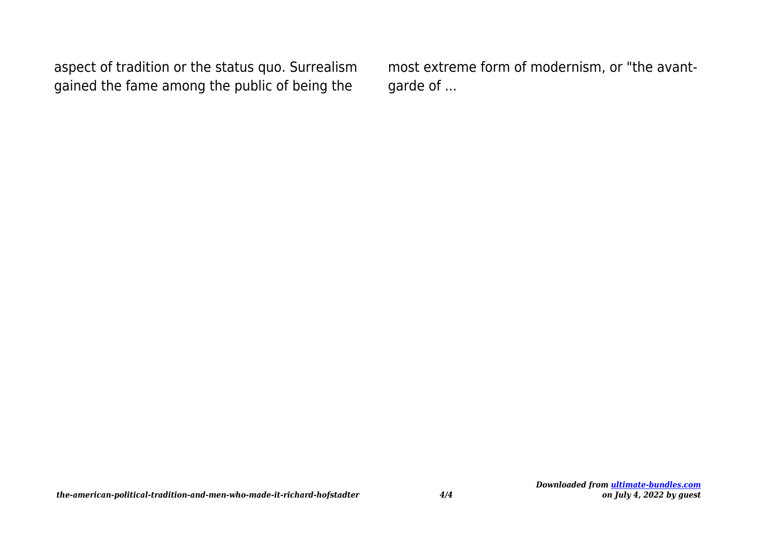aspect of tradition or the status quo. Surrealism gained the fame among the public of being the most extreme form of modernism, or "the avant-garde of ...